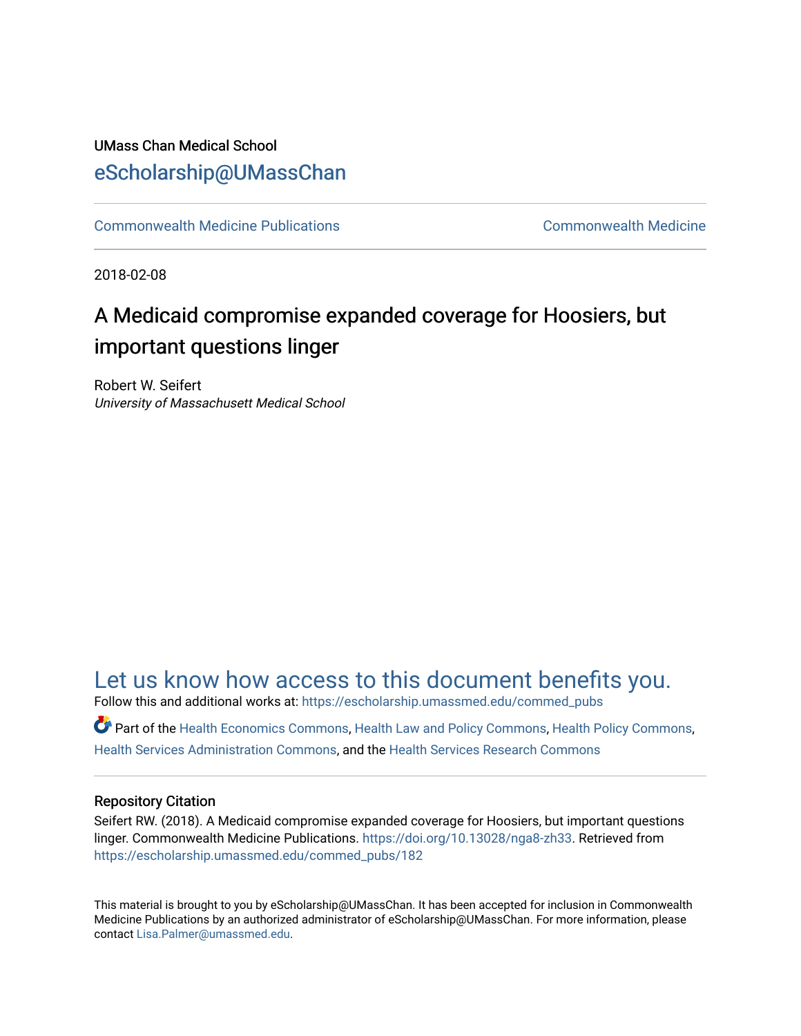UMass Chan Medical School

eScholarship@UMassChan

Commonwealth Medicine Publications | Commonwealth Medicine

2018-02-08

# A Medicaid compromise expanded coverage for Hoosiers, but important questions linger

Robert W. Seifert
*University of Massachusett Medical School*

Let us know how access to this document benefits you.

Follow this and additional works at: https://escholarship.umassmed.edu/commed_pubs

Part of the Health Economics Commons, Health Law and Policy Commons, Health Policy Commons, Health Services Administration Commons, and the Health Services Research Commons

## Repository Citation

Seifert RW. (2018). A Medicaid compromise expanded coverage for Hoosiers, but important questions linger. Commonwealth Medicine Publications. https://doi.org/10.13028/nga8-zh33. Retrieved from https://escholarship.umassmed.edu/commed_pubs/182

This material is brought to you by eScholarship@UMassChan. It has been accepted for inclusion in Commonwealth Medicine Publications by an authorized administrator of eScholarship@UMassChan. For more information, please contact Lisa.Palmer@umassmed.edu.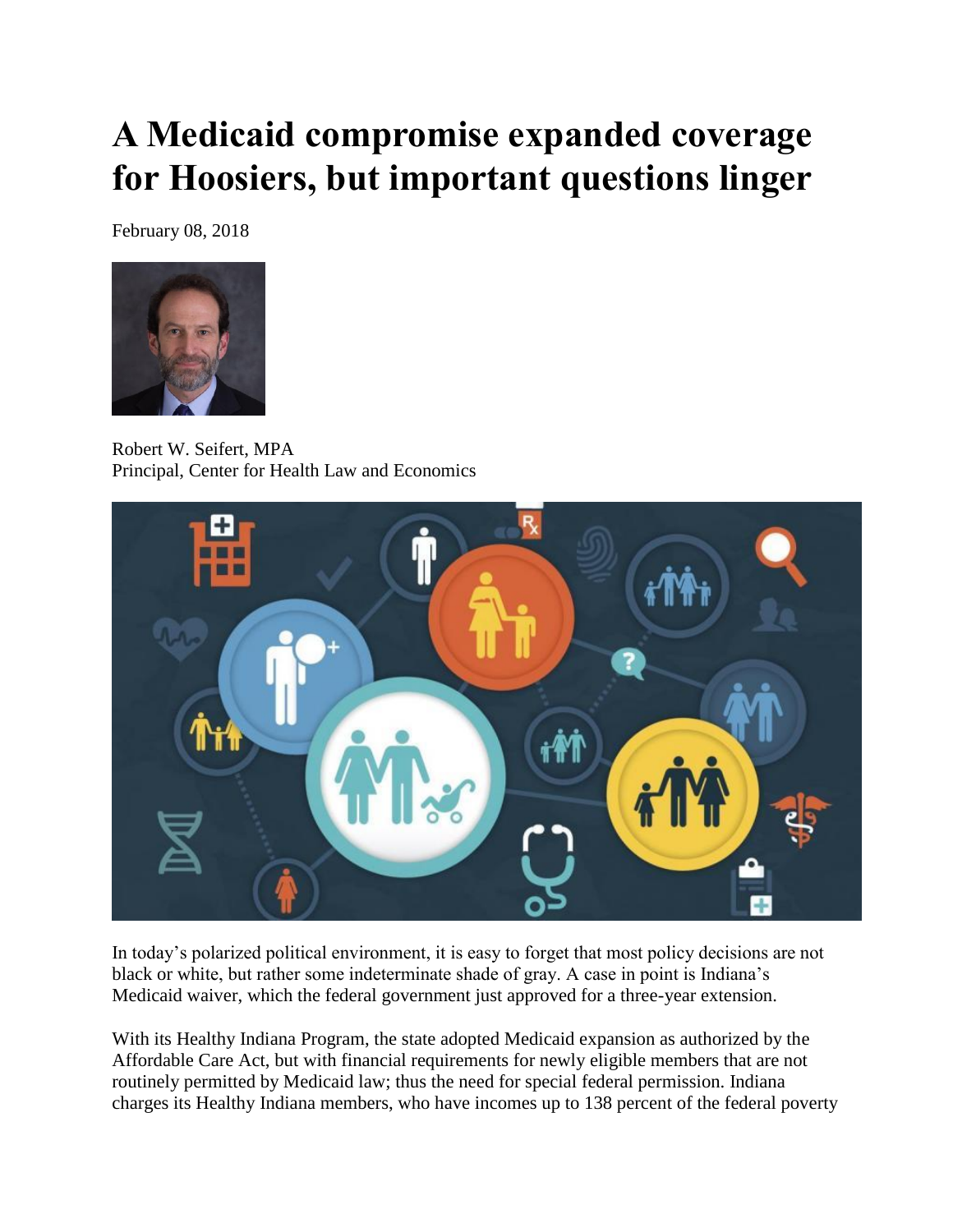# A Medicaid compromise expanded coverage for Hoosiers, but important questions linger

February 08, 2018

Robert W. Seifert, MPA
Principal, Center for Health Law and Economics

In today's polarized political environment, it is easy to forget that most policy decisions are not black or white, but rather some indeterminate shade of gray. A case in point is Indiana's Medicaid waiver, which the federal government just approved for a three-year extension.

With its Healthy Indiana Program, the state adopted Medicaid expansion as authorized by the Affordable Care Act, but with financial requirements for newly eligible members that are not routinely permitted by Medicaid law; thus the need for special federal permission. Indiana charges its Healthy Indiana members, who have incomes up to 138 percent of the federal poverty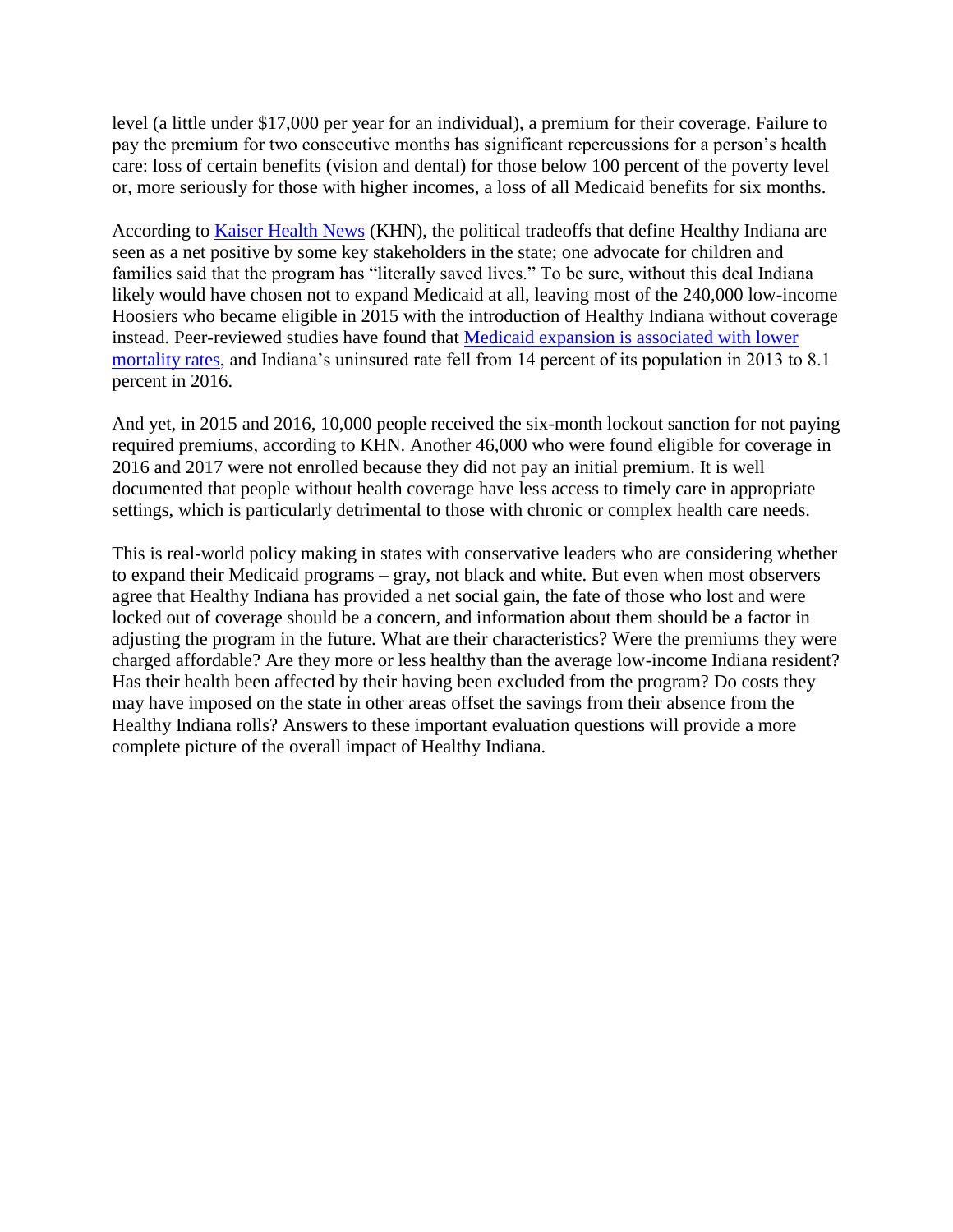level (a little under $17,000 per year for an individual), a premium for their coverage. Failure to pay the premium for two consecutive months has significant repercussions for a person's health care: loss of certain benefits (vision and dental) for those below 100 percent of the poverty level or, more seriously for those with higher incomes, a loss of all Medicaid benefits for six months.

According to [Kaiser Health News](#) (KHN), the political tradeoffs that define Healthy Indiana are seen as a net positive by some key stakeholders in the state; one advocate for children and families said that the program has "literally saved lives." To be sure, without this deal Indiana likely would have chosen not to expand Medicaid at all, leaving most of the 240,000 low-income Hoosiers who became eligible in 2015 with the introduction of Healthy Indiana without coverage instead. Peer-reviewed studies have found that [Medicaid expansion is associated with lower mortality rates](#), and Indiana's uninsured rate fell from 14 percent of its population in 2013 to 8.1 percent in 2016.

And yet, in 2015 and 2016, 10,000 people received the six-month lockout sanction for not paying required premiums, according to KHN. Another 46,000 who were found eligible for coverage in 2016 and 2017 were not enrolled because they did not pay an initial premium. It is well documented that people without health coverage have less access to timely care in appropriate settings, which is particularly detrimental to those with chronic or complex health care needs.

This is real-world policy making in states with conservative leaders who are considering whether to expand their Medicaid programs – gray, not black and white. But even when most observers agree that Healthy Indiana has provided a net social gain, the fate of those who lost and were locked out of coverage should be a concern, and information about them should be a factor in adjusting the program in the future. What are their characteristics? Were the premiums they were charged affordable? Are they more or less healthy than the average low-income Indiana resident? Has their health been affected by their having been excluded from the program? Do costs they may have imposed on the state in other areas offset the savings from their absence from the Healthy Indiana rolls? Answers to these important evaluation questions will provide a more complete picture of the overall impact of Healthy Indiana.